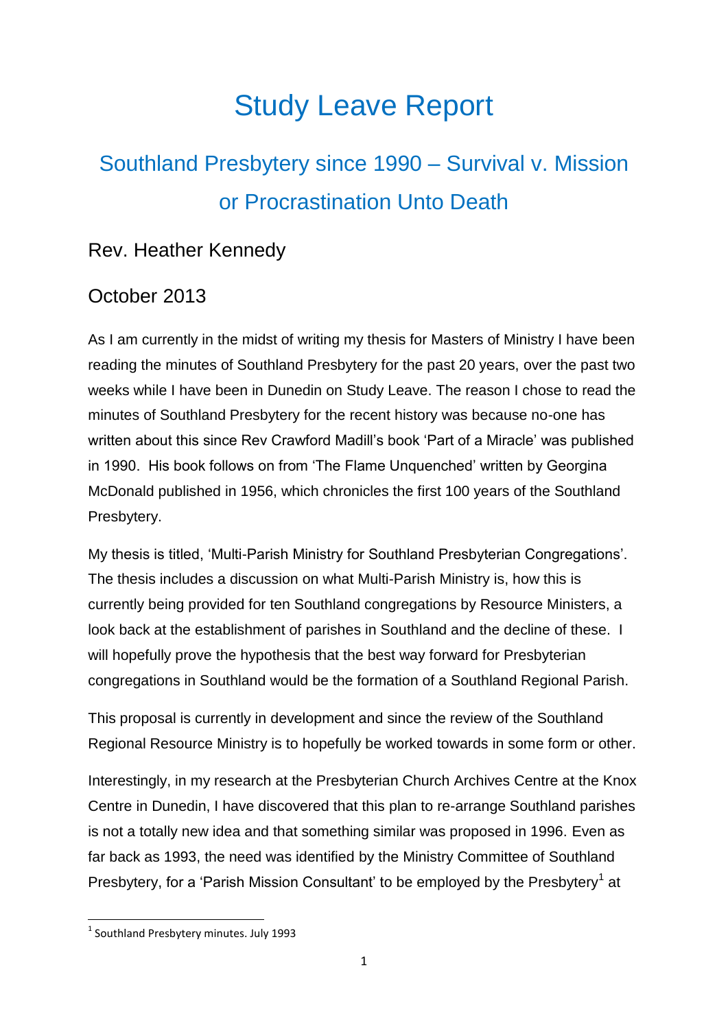# Study Leave Report

## Southland Presbytery since 1990 – Survival v. Mission or Procrastination Unto Death

### Rev. Heather Kennedy

### October 2013

As I am currently in the midst of writing my thesis for Masters of Ministry I have been reading the minutes of Southland Presbytery for the past 20 years, over the past two weeks while I have been in Dunedin on Study Leave. The reason I chose to read the minutes of Southland Presbytery for the recent history was because no-one has written about this since Rev Crawford Madill's book 'Part of a Miracle' was published in 1990. His book follows on from 'The Flame Unquenched' written by Georgina McDonald published in 1956, which chronicles the first 100 years of the Southland Presbytery.

My thesis is titled, 'Multi-Parish Ministry for Southland Presbyterian Congregations'. The thesis includes a discussion on what Multi-Parish Ministry is, how this is currently being provided for ten Southland congregations by Resource Ministers, a look back at the establishment of parishes in Southland and the decline of these. I will hopefully prove the hypothesis that the best way forward for Presbyterian congregations in Southland would be the formation of a Southland Regional Parish.

This proposal is currently in development and since the review of the Southland Regional Resource Ministry is to hopefully be worked towards in some form or other.

Interestingly, in my research at the Presbyterian Church Archives Centre at the Knox Centre in Dunedin, I have discovered that this plan to re-arrange Southland parishes is not a totally new idea and that something similar was proposed in 1996. Even as far back as 1993, the need was identified by the Ministry Committee of Southland Presbytery, for a 'Parish Mission Consultant' to be employed by the Presbytery[1] at

[1] Southland Presbytery minutes. July 1993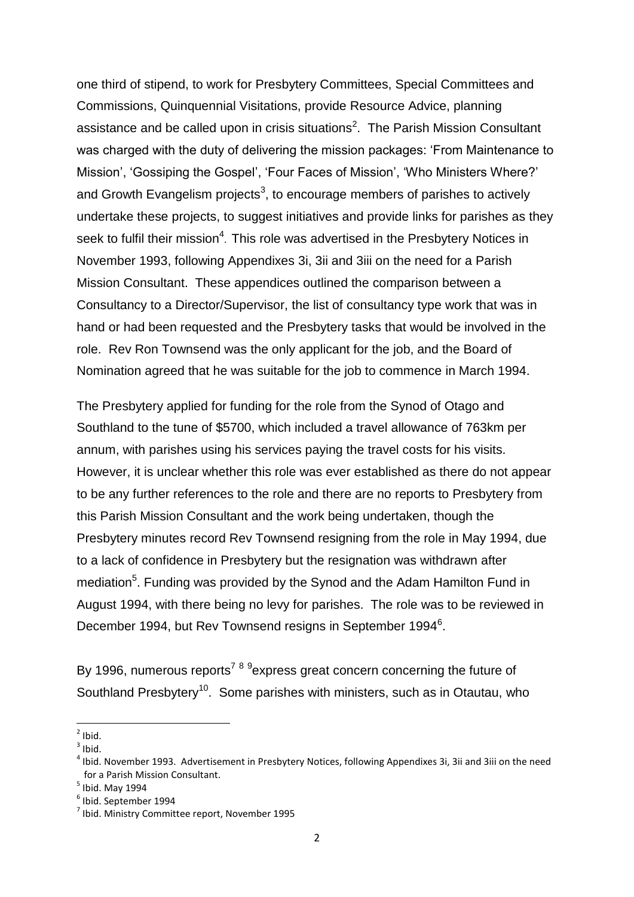one third of stipend, to work for Presbytery Committees, Special Committees and Commissions, Quinquennial Visitations, provide Resource Advice, planning assistance and be called upon in crisis situations[2]. The Parish Mission Consultant was charged with the duty of delivering the mission packages: 'From Maintenance to Mission', 'Gossiping the Gospel', 'Four Faces of Mission', 'Who Ministers Where?' and Growth Evangelism projects[3], to encourage members of parishes to actively undertake these projects, to suggest initiatives and provide links for parishes as they seek to fulfil their mission[4]. This role was advertised in the Presbytery Notices in November 1993, following Appendixes 3i, 3ii and 3iii on the need for a Parish Mission Consultant. These appendices outlined the comparison between a Consultancy to a Director/Supervisor, the list of consultancy type work that was in hand or had been requested and the Presbytery tasks that would be involved in the role. Rev Ron Townsend was the only applicant for the job, and the Board of Nomination agreed that he was suitable for the job to commence in March 1994.

The Presbytery applied for funding for the role from the Synod of Otago and Southland to the tune of $5700, which included a travel allowance of 763km per annum, with parishes using his services paying the travel costs for his visits. However, it is unclear whether this role was ever established as there do not appear to be any further references to the role and there are no reports to Presbytery from this Parish Mission Consultant and the work being undertaken, though the Presbytery minutes record Rev Townsend resigning from the role in May 1994, due to a lack of confidence in Presbytery but the resignation was withdrawn after mediation[5]. Funding was provided by the Synod and the Adam Hamilton Fund in August 1994, with there being no levy for parishes. The role was to be reviewed in December 1994, but Rev Townsend resigns in September 1994[6].

By 1996, numerous reports[7] [8] [9] express great concern concerning the future of Southland Presbytery[10]. Some parishes with ministers, such as in Otautau, who

---

[2] Ibid.

[3] Ibid.

[4] Ibid. November 1993. Advertisement in Presbytery Notices, following Appendixes 3i, 3ii and 3iii on the need for a Parish Mission Consultant.

[5] Ibid. May 1994

[6] Ibid. September 1994

[7] Ibid. Ministry Committee report, November 1995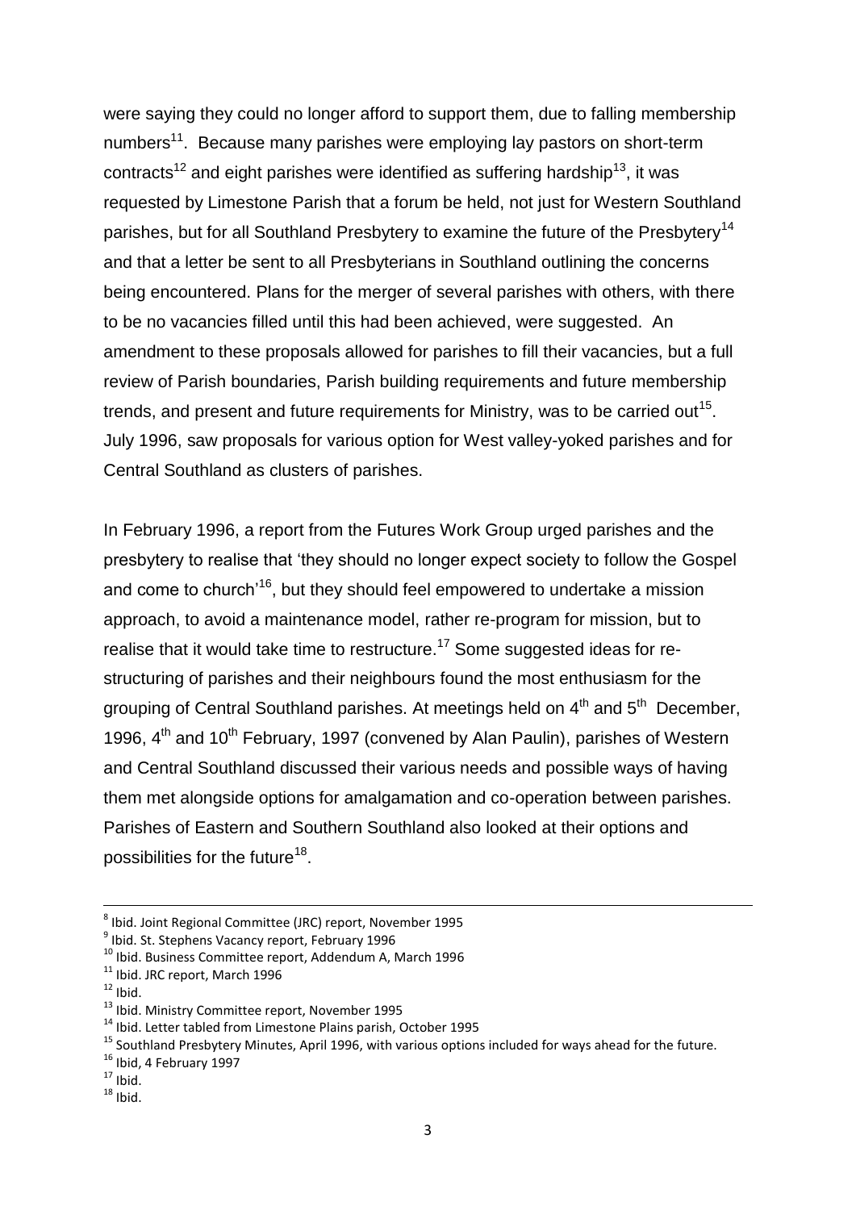were saying they could no longer afford to support them, due to falling membership numbers[11]. Because many parishes were employing lay pastors on short-term contracts[12] and eight parishes were identified as suffering hardship[13], it was requested by Limestone Parish that a forum be held, not just for Western Southland parishes, but for all Southland Presbytery to examine the future of the Presbytery[14] and that a letter be sent to all Presbyterians in Southland outlining the concerns being encountered. Plans for the merger of several parishes with others, with there to be no vacancies filled until this had been achieved, were suggested. An amendment to these proposals allowed for parishes to fill their vacancies, but a full review of Parish boundaries, Parish building requirements and future membership trends, and present and future requirements for Ministry, was to be carried out[15]. July 1996, saw proposals for various option for West valley-yoked parishes and for Central Southland as clusters of parishes.

In February 1996, a report from the Futures Work Group urged parishes and the presbytery to realise that 'they should no longer expect society to follow the Gospel and come to church'[16], but they should feel empowered to undertake a mission approach, to avoid a maintenance model, rather re-program for mission, but to realise that it would take time to restructure.[17] Some suggested ideas for re-structuring of parishes and their neighbours found the most enthusiasm for the grouping of Central Southland parishes. At meetings held on 4th and 5th December, 1996, 4th and 10th February, 1997 (convened by Alan Paulin), parishes of Western and Central Southland discussed their various needs and possible ways of having them met alongside options for amalgamation and co-operation between parishes. Parishes of Eastern and Southern Southland also looked at their options and possibilities for the future[18].

---

[8] Ibid. Joint Regional Committee (JRC) report, November 1995
[9] Ibid. St. Stephens Vacancy report, February 1996
[10] Ibid. Business Committee report, Addendum A, March 1996
[11] Ibid. JRC report, March 1996
[12] Ibid.
[13] Ibid. Ministry Committee report, November 1995
[14] Ibid. Letter tabled from Limestone Plains parish, October 1995
[15] Southland Presbytery Minutes, April 1996, with various options included for ways ahead for the future.
[16] Ibid, 4 February 1997
[17] Ibid.
[18] Ibid.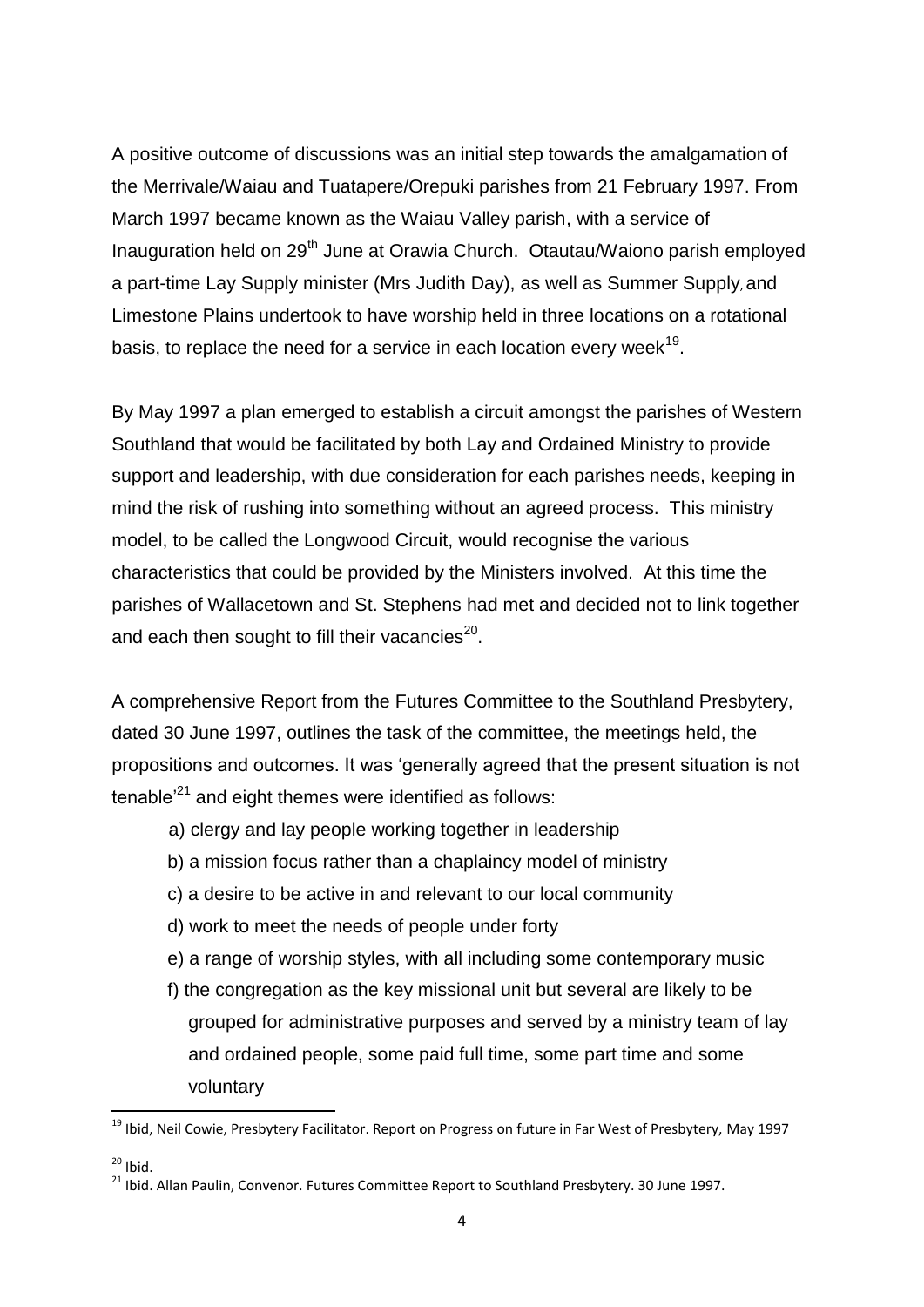A positive outcome of discussions was an initial step towards the amalgamation of the Merrivale/Waiau and Tuatapere/Orepuki parishes from 21 February 1997. From March 1997 became known as the Waiau Valley parish, with a service of Inauguration held on 29th June at Orawia Church. Otautau/Waiono parish employed a part-time Lay Supply minister (Mrs Judith Day), as well as Summer Supply, and Limestone Plains undertook to have worship held in three locations on a rotational basis, to replace the need for a service in each location every week[19].

By May 1997 a plan emerged to establish a circuit amongst the parishes of Western Southland that would be facilitated by both Lay and Ordained Ministry to provide support and leadership, with due consideration for each parishes needs, keeping in mind the risk of rushing into something without an agreed process. This ministry model, to be called the Longwood Circuit, would recognise the various characteristics that could be provided by the Ministers involved. At this time the parishes of Wallacetown and St. Stephens had met and decided not to link together and each then sought to fill their vacancies[20].

A comprehensive Report from the Futures Committee to the Southland Presbytery, dated 30 June 1997, outlines the task of the committee, the meetings held, the propositions and outcomes. It was 'generally agreed that the present situation is not tenable'[21] and eight themes were identified as follows:

a) clergy and lay people working together in leadership

b) a mission focus rather than a chaplaincy model of ministry

c) a desire to be active in and relevant to our local community

d) work to meet the needs of people under forty

e) a range of worship styles, with all including some contemporary music

f) the congregation as the key missional unit but several are likely to be grouped for administrative purposes and served by a ministry team of lay and ordained people, some paid full time, some part time and some voluntary

---

[19] Ibid, Neil Cowie, Presbytery Facilitator. Report on Progress on future in Far West of Presbytery, May 1997

[20] Ibid.

[21] Ibid. Allan Paulin, Convenor. Futures Committee Report to Southland Presbytery. 30 June 1997.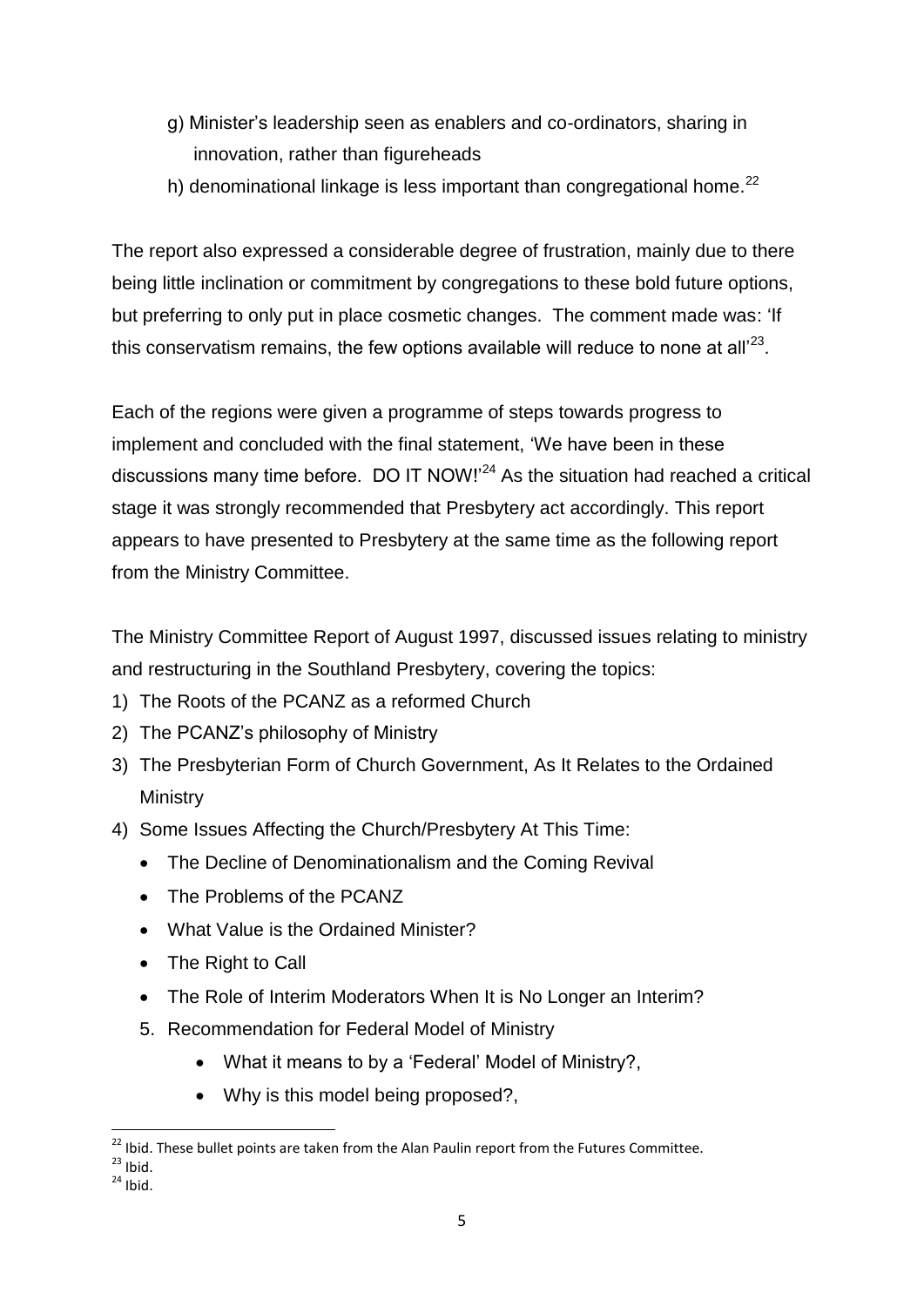g) Minister's leadership seen as enablers and co-ordinators, sharing in innovation, rather than figureheads

h) denominational linkage is less important than congregational home.[22]

The report also expressed a considerable degree of frustration, mainly due to there being little inclination or commitment by congregations to these bold future options, but preferring to only put in place cosmetic changes. The comment made was: 'If this conservatism remains, the few options available will reduce to none at all'[23].

Each of the regions were given a programme of steps towards progress to implement and concluded with the final statement, 'We have been in these discussions many time before. DO IT NOW!'[24] As the situation had reached a critical stage it was strongly recommended that Presbytery act accordingly. This report appears to have presented to Presbytery at the same time as the following report from the Ministry Committee.

The Ministry Committee Report of August 1997, discussed issues relating to ministry and restructuring in the Southland Presbytery, covering the topics:

1) The Roots of the PCANZ as a reformed Church
2) The PCANZ's philosophy of Ministry
3) The Presbyterian Form of Church Government, As It Relates to the Ordained Ministry
4) Some Issues Affecting the Church/Presbytery At This Time:
   - The Decline of Denominationalism and the Coming Revival
   - The Problems of the PCANZ
   - What Value is the Ordained Minister?
   - The Right to Call
   - The Role of Interim Moderators When It is No Longer an Interim?
   5. Recommendation for Federal Model of Ministry
      - What it means to by a 'Federal' Model of Ministry?,
      - Why is this model being proposed?,

---

[22] Ibid. These bullet points are taken from the Alan Paulin report from the Futures Committee.

[23] Ibid.

[24] Ibid.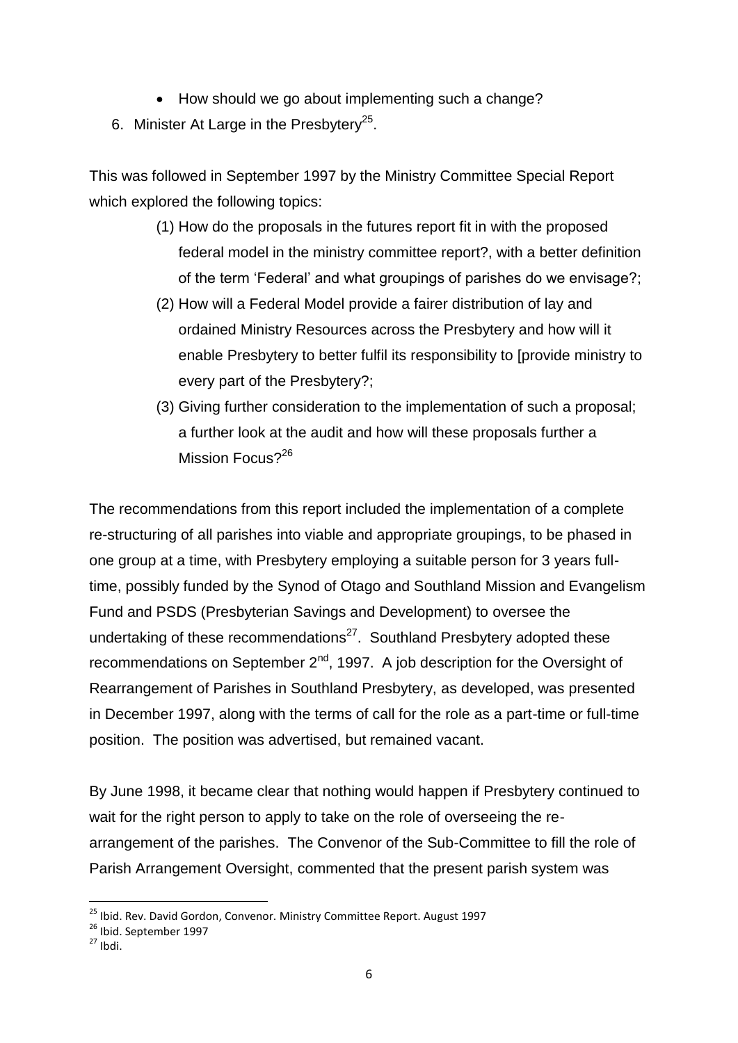- How should we go about implementing such a change?

6. Minister At Large in the Presbytery[25].

This was followed in September 1997 by the Ministry Committee Special Report which explored the following topics:

(1) How do the proposals in the futures report fit in with the proposed federal model in the ministry committee report?, with a better definition of the term 'Federal' and what groupings of parishes do we envisage?;

(2) How will a Federal Model provide a fairer distribution of lay and ordained Ministry Resources across the Presbytery and how will it enable Presbytery to better fulfil its responsibility to [provide ministry to every part of the Presbytery?;

(3) Giving further consideration to the implementation of such a proposal; a further look at the audit and how will these proposals further a Mission Focus?[26]

The recommendations from this report included the implementation of a complete re-structuring of all parishes into viable and appropriate groupings, to be phased in one group at a time, with Presbytery employing a suitable person for 3 years full-time, possibly funded by the Synod of Otago and Southland Mission and Evangelism Fund and PSDS (Presbyterian Savings and Development) to oversee the undertaking of these recommendations[27]. Southland Presbytery adopted these recommendations on September 2nd, 1997. A job description for the Oversight of Rearrangement of Parishes in Southland Presbytery, as developed, was presented in December 1997, along with the terms of call for the role as a part-time or full-time position. The position was advertised, but remained vacant.

By June 1998, it became clear that nothing would happen if Presbytery continued to wait for the right person to apply to take on the role of overseeing the re-arrangement of the parishes. The Convenor of the Sub-Committee to fill the role of Parish Arrangement Oversight, commented that the present parish system was

---

[25] Ibid. Rev. David Gordon, Convenor. Ministry Committee Report. August 1997

[26] Ibid. September 1997

[27] Ibdi.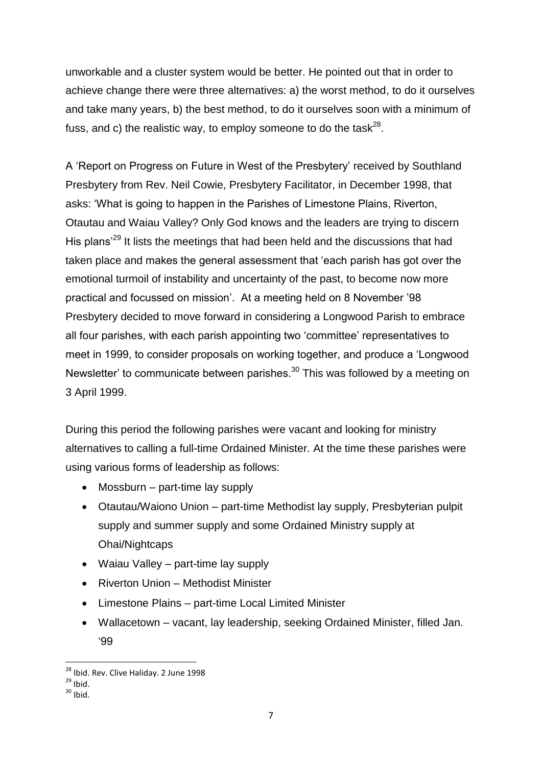unworkable and a cluster system would be better. He pointed out that in order to achieve change there were three alternatives: a) the worst method, to do it ourselves and take many years, b) the best method, to do it ourselves soon with a minimum of fuss, and c) the realistic way, to employ someone to do the task[28].

A 'Report on Progress on Future in West of the Presbytery' received by Southland Presbytery from Rev. Neil Cowie, Presbytery Facilitator, in December 1998, that asks: 'What is going to happen in the Parishes of Limestone Plains, Riverton, Otautau and Waiau Valley? Only God knows and the leaders are trying to discern His plans'[29] It lists the meetings that had been held and the discussions that had taken place and makes the general assessment that 'each parish has got over the emotional turmoil of instability and uncertainty of the past, to become now more practical and focussed on mission'. At a meeting held on 8 November '98 Presbytery decided to move forward in considering a Longwood Parish to embrace all four parishes, with each parish appointing two 'committee' representatives to meet in 1999, to consider proposals on working together, and produce a 'Longwood Newsletter' to communicate between parishes.[30] This was followed by a meeting on 3 April 1999.

During this period the following parishes were vacant and looking for ministry alternatives to calling a full-time Ordained Minister. At the time these parishes were using various forms of leadership as follows:

- Mossburn – part-time lay supply
- Otautau/Waiono Union – part-time Methodist lay supply, Presbyterian pulpit supply and summer supply and some Ordained Ministry supply at Ohai/Nightcaps
- Waiau Valley – part-time lay supply
- Riverton Union – Methodist Minister
- Limestone Plains – part-time Local Limited Minister
- Wallacetown – vacant, lay leadership, seeking Ordained Minister, filled Jan. '99

---

[28] Ibid. Rev. Clive Haliday. 2 June 1998

[29] Ibid.

[30] Ibid.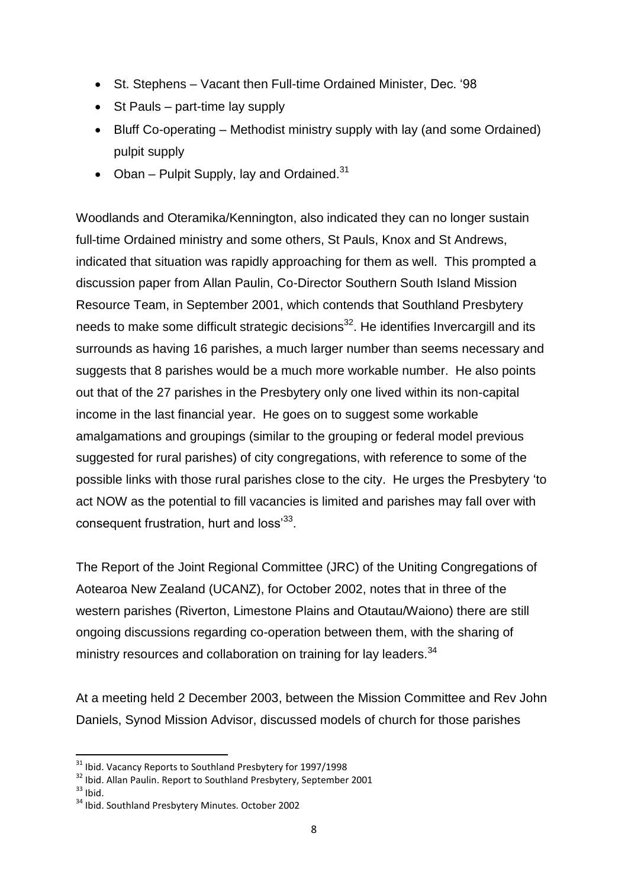- St. Stephens – Vacant then Full-time Ordained Minister, Dec. '98
- St Pauls – part-time lay supply
- Bluff Co-operating – Methodist ministry supply with lay (and some Ordained) pulpit supply
- Oban – Pulpit Supply, lay and Ordained.[31]

Woodlands and Oteramika/Kennington, also indicated they can no longer sustain full-time Ordained ministry and some others, St Pauls, Knox and St Andrews, indicated that situation was rapidly approaching for them as well. This prompted a discussion paper from Allan Paulin, Co-Director Southern South Island Mission Resource Team, in September 2001, which contends that Southland Presbytery needs to make some difficult strategic decisions[32]. He identifies Invercargill and its surrounds as having 16 parishes, a much larger number than seems necessary and suggests that 8 parishes would be a much more workable number. He also points out that of the 27 parishes in the Presbytery only one lived within its non-capital income in the last financial year. He goes on to suggest some workable amalgamations and groupings (similar to the grouping or federal model previous suggested for rural parishes) of city congregations, with reference to some of the possible links with those rural parishes close to the city. He urges the Presbytery 'to act NOW as the potential to fill vacancies is limited and parishes may fall over with consequent frustration, hurt and loss'[33].

The Report of the Joint Regional Committee (JRC) of the Uniting Congregations of Aotearoa New Zealand (UCANZ), for October 2002, notes that in three of the western parishes (Riverton, Limestone Plains and Otautau/Waiono) there are still ongoing discussions regarding co-operation between them, with the sharing of ministry resources and collaboration on training for lay leaders.[34]

At a meeting held 2 December 2003, between the Mission Committee and Rev John Daniels, Synod Mission Advisor, discussed models of church for those parishes

---

[31] Ibid. Vacancy Reports to Southland Presbytery for 1997/1998

[32] Ibid. Allan Paulin. Report to Southland Presbytery, September 2001

[33] Ibid.

[34] Ibid. Southland Presbytery Minutes. October 2002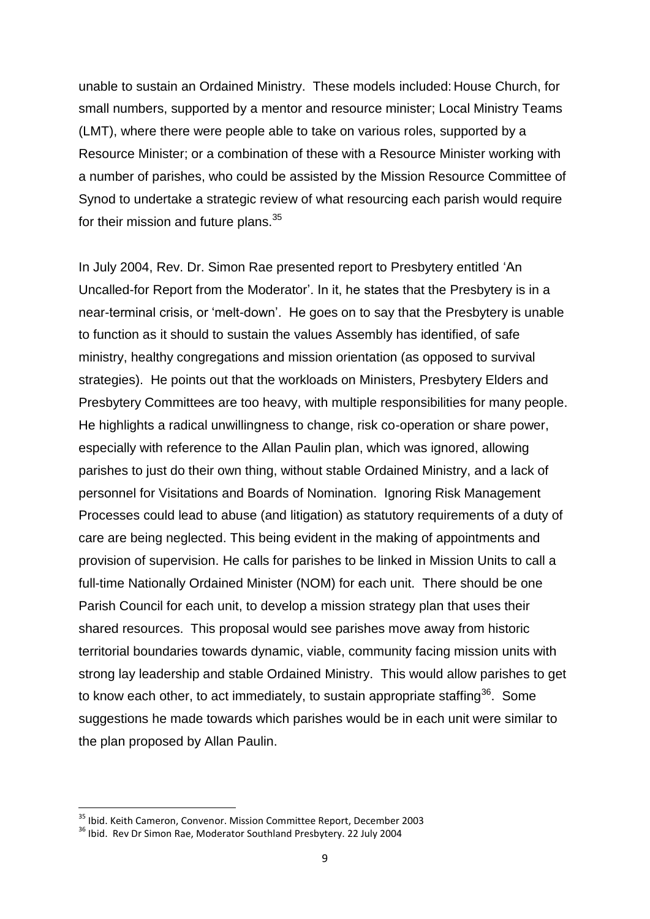unable to sustain an Ordained Ministry. These models included: House Church, for small numbers, supported by a mentor and resource minister; Local Ministry Teams (LMT), where there were people able to take on various roles, supported by a Resource Minister; or a combination of these with a Resource Minister working with a number of parishes, who could be assisted by the Mission Resource Committee of Synod to undertake a strategic review of what resourcing each parish would require for their mission and future plans.[35]

In July 2004, Rev. Dr. Simon Rae presented report to Presbytery entitled 'An Uncalled-for Report from the Moderator'. In it, he states that the Presbytery is in a near-terminal crisis, or 'melt-down'. He goes on to say that the Presbytery is unable to function as it should to sustain the values Assembly has identified, of safe ministry, healthy congregations and mission orientation (as opposed to survival strategies). He points out that the workloads on Ministers, Presbytery Elders and Presbytery Committees are too heavy, with multiple responsibilities for many people. He highlights a radical unwillingness to change, risk co-operation or share power, especially with reference to the Allan Paulin plan, which was ignored, allowing parishes to just do their own thing, without stable Ordained Ministry, and a lack of personnel for Visitations and Boards of Nomination. Ignoring Risk Management Processes could lead to abuse (and litigation) as statutory requirements of a duty of care are being neglected. This being evident in the making of appointments and provision of supervision. He calls for parishes to be linked in Mission Units to call a full-time Nationally Ordained Minister (NOM) for each unit. There should be one Parish Council for each unit, to develop a mission strategy plan that uses their shared resources. This proposal would see parishes move away from historic territorial boundaries towards dynamic, viable, community facing mission units with strong lay leadership and stable Ordained Ministry. This would allow parishes to get to know each other, to act immediately, to sustain appropriate staffing[36]. Some suggestions he made towards which parishes would be in each unit were similar to the plan proposed by Allan Paulin.

---

[35] Ibid. Keith Cameron, Convenor. Mission Committee Report, December 2003

[36] Ibid. Rev Dr Simon Rae, Moderator Southland Presbytery. 22 July 2004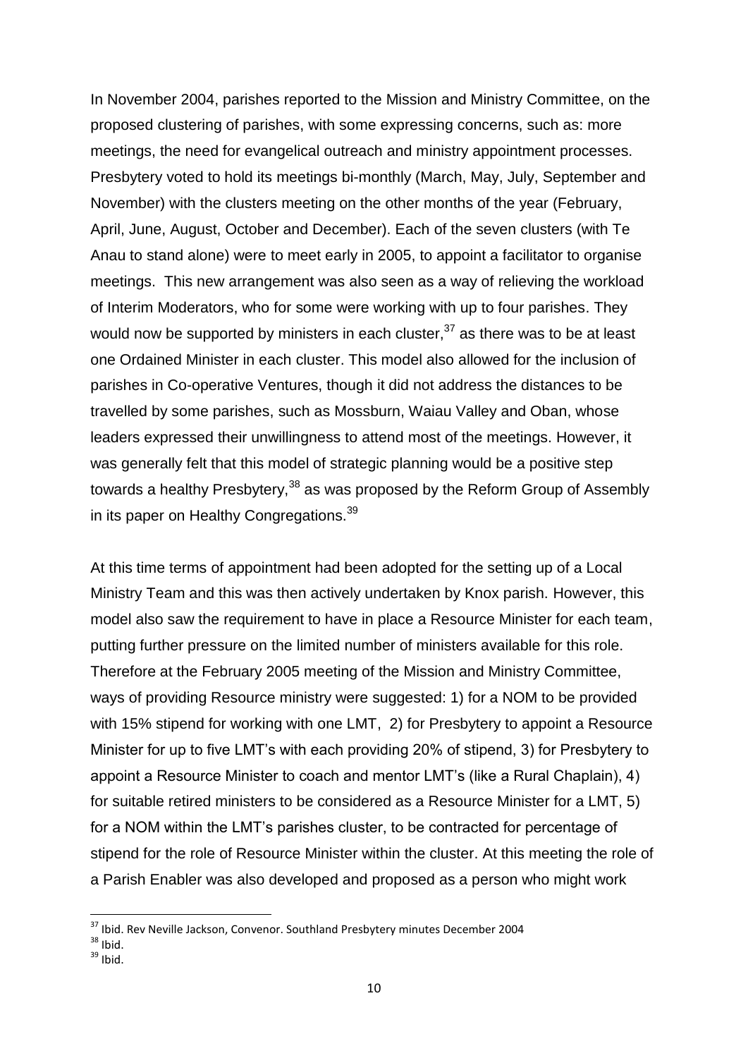In November 2004, parishes reported to the Mission and Ministry Committee, on the proposed clustering of parishes, with some expressing concerns, such as: more meetings, the need for evangelical outreach and ministry appointment processes. Presbytery voted to hold its meetings bi-monthly (March, May, July, September and November) with the clusters meeting on the other months of the year (February, April, June, August, October and December). Each of the seven clusters (with Te Anau to stand alone) were to meet early in 2005, to appoint a facilitator to organise meetings. This new arrangement was also seen as a way of relieving the workload of Interim Moderators, who for some were working with up to four parishes. They would now be supported by ministers in each cluster,[37] as there was to be at least one Ordained Minister in each cluster. This model also allowed for the inclusion of parishes in Co-operative Ventures, though it did not address the distances to be travelled by some parishes, such as Mossburn, Waiau Valley and Oban, whose leaders expressed their unwillingness to attend most of the meetings. However, it was generally felt that this model of strategic planning would be a positive step towards a healthy Presbytery,[38] as was proposed by the Reform Group of Assembly in its paper on Healthy Congregations.[39]

At this time terms of appointment had been adopted for the setting up of a Local Ministry Team and this was then actively undertaken by Knox parish. However, this model also saw the requirement to have in place a Resource Minister for each team, putting further pressure on the limited number of ministers available for this role. Therefore at the February 2005 meeting of the Mission and Ministry Committee, ways of providing Resource ministry were suggested: 1) for a NOM to be provided with 15% stipend for working with one LMT, 2) for Presbytery to appoint a Resource Minister for up to five LMT's with each providing 20% of stipend, 3) for Presbytery to appoint a Resource Minister to coach and mentor LMT's (like a Rural Chaplain), 4) for suitable retired ministers to be considered as a Resource Minister for a LMT, 5) for a NOM within the LMT's parishes cluster, to be contracted for percentage of stipend for the role of Resource Minister within the cluster. At this meeting the role of a Parish Enabler was also developed and proposed as a person who might work

---

[37] Ibid. Rev Neville Jackson, Convenor. Southland Presbytery minutes December 2004

[38] Ibid.

[39] Ibid.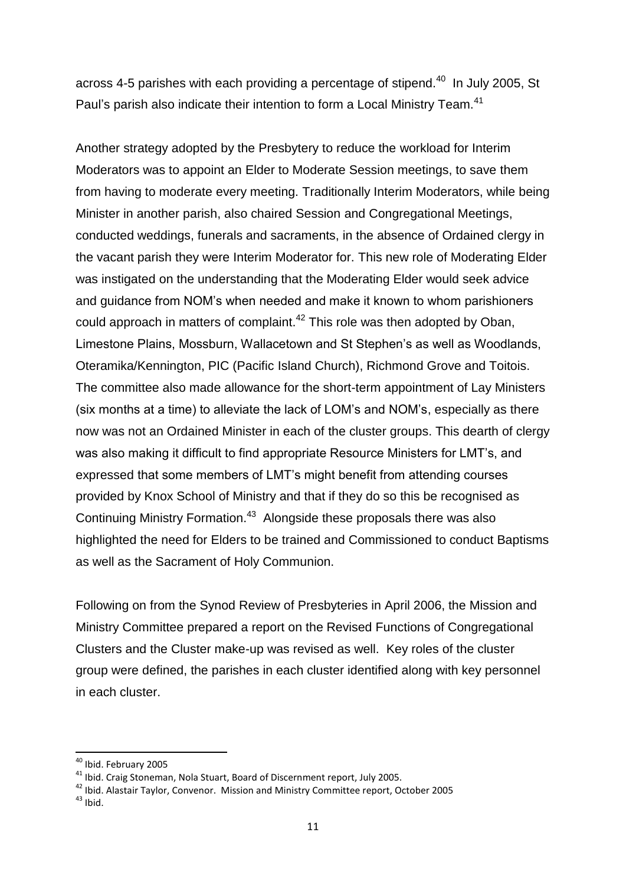across 4-5 parishes with each providing a percentage of stipend.[40] In July 2005, St Paul's parish also indicate their intention to form a Local Ministry Team.[41]

Another strategy adopted by the Presbytery to reduce the workload for Interim Moderators was to appoint an Elder to Moderate Session meetings, to save them from having to moderate every meeting. Traditionally Interim Moderators, while being Minister in another parish, also chaired Session and Congregational Meetings, conducted weddings, funerals and sacraments, in the absence of Ordained clergy in the vacant parish they were Interim Moderator for. This new role of Moderating Elder was instigated on the understanding that the Moderating Elder would seek advice and guidance from NOM's when needed and make it known to whom parishioners could approach in matters of complaint.[42] This role was then adopted by Oban, Limestone Plains, Mossburn, Wallacetown and St Stephen's as well as Woodlands, Oteramika/Kennington, PIC (Pacific Island Church), Richmond Grove and Toitois. The committee also made allowance for the short-term appointment of Lay Ministers (six months at a time) to alleviate the lack of LOM's and NOM's, especially as there now was not an Ordained Minister in each of the cluster groups. This dearth of clergy was also making it difficult to find appropriate Resource Ministers for LMT's, and expressed that some members of LMT's might benefit from attending courses provided by Knox School of Ministry and that if they do so this be recognised as Continuing Ministry Formation.[43] Alongside these proposals there was also highlighted the need for Elders to be trained and Commissioned to conduct Baptisms as well as the Sacrament of Holy Communion.

Following on from the Synod Review of Presbyteries in April 2006, the Mission and Ministry Committee prepared a report on the Revised Functions of Congregational Clusters and the Cluster make-up was revised as well. Key roles of the cluster group were defined, the parishes in each cluster identified along with key personnel in each cluster.

---

[40] Ibid. February 2005

[41] Ibid. Craig Stoneman, Nola Stuart, Board of Discernment report, July 2005.

[42] Ibid. Alastair Taylor, Convenor. Mission and Ministry Committee report, October 2005

[43] Ibid.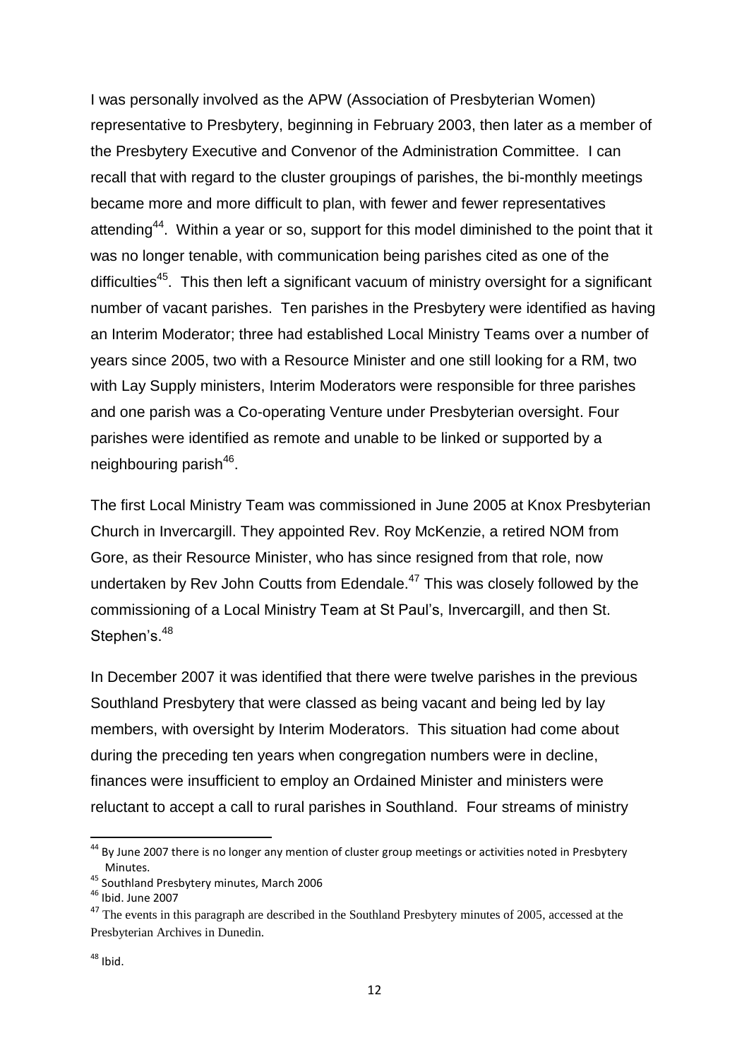I was personally involved as the APW (Association of Presbyterian Women) representative to Presbytery, beginning in February 2003, then later as a member of the Presbytery Executive and Convenor of the Administration Committee. I can recall that with regard to the cluster groupings of parishes, the bi-monthly meetings became more and more difficult to plan, with fewer and fewer representatives attending[44]. Within a year or so, support for this model diminished to the point that it was no longer tenable, with communication being parishes cited as one of the difficulties[45]. This then left a significant vacuum of ministry oversight for a significant number of vacant parishes. Ten parishes in the Presbytery were identified as having an Interim Moderator; three had established Local Ministry Teams over a number of years since 2005, two with a Resource Minister and one still looking for a RM, two with Lay Supply ministers, Interim Moderators were responsible for three parishes and one parish was a Co-operating Venture under Presbyterian oversight. Four parishes were identified as remote and unable to be linked or supported by a neighbouring parish[46].

The first Local Ministry Team was commissioned in June 2005 at Knox Presbyterian Church in Invercargill. They appointed Rev. Roy McKenzie, a retired NOM from Gore, as their Resource Minister, who has since resigned from that role, now undertaken by Rev John Coutts from Edendale.[47] This was closely followed by the commissioning of a Local Ministry Team at St Paul's, Invercargill, and then St. Stephen's.[48]

In December 2007 it was identified that there were twelve parishes in the previous Southland Presbytery that were classed as being vacant and being led by lay members, with oversight by Interim Moderators. This situation had come about during the preceding ten years when congregation numbers were in decline, finances were insufficient to employ an Ordained Minister and ministers were reluctant to accept a call to rural parishes in Southland. Four streams of ministry

---

[44] By June 2007 there is no longer any mention of cluster group meetings or activities noted in Presbytery Minutes.

[45] Southland Presbytery minutes, March 2006

[46] Ibid. June 2007

[47] The events in this paragraph are described in the Southland Presbytery minutes of 2005, accessed at the Presbyterian Archives in Dunedin.

[48] Ibid.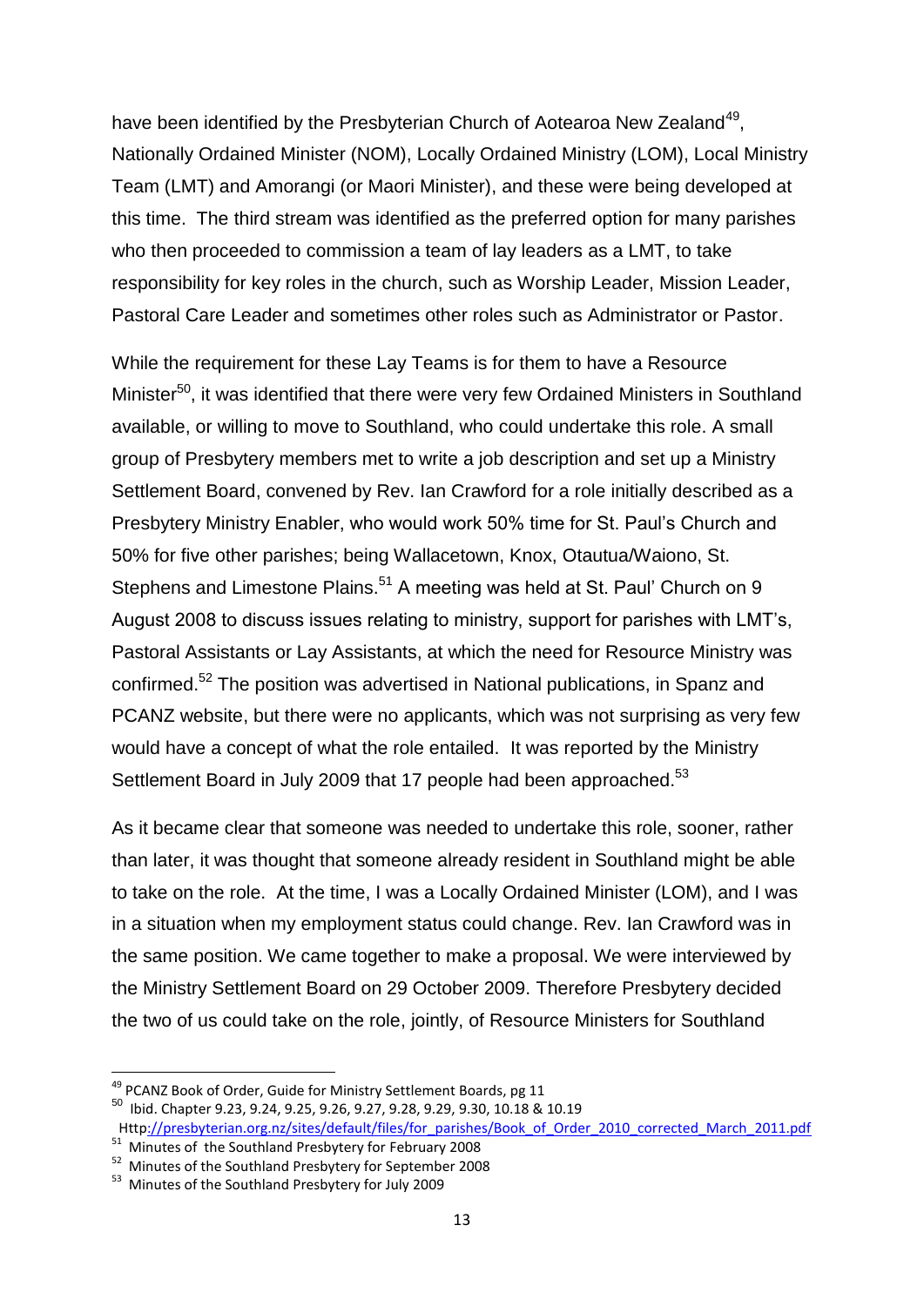have been identified by the Presbyterian Church of Aotearoa New Zealand[49], Nationally Ordained Minister (NOM), Locally Ordained Ministry (LOM), Local Ministry Team (LMT) and Amorangi (or Maori Minister), and these were being developed at this time. The third stream was identified as the preferred option for many parishes who then proceeded to commission a team of lay leaders as a LMT, to take responsibility for key roles in the church, such as Worship Leader, Mission Leader, Pastoral Care Leader and sometimes other roles such as Administrator or Pastor.

While the requirement for these Lay Teams is for them to have a Resource Minister[50], it was identified that there were very few Ordained Ministers in Southland available, or willing to move to Southland, who could undertake this role. A small group of Presbytery members met to write a job description and set up a Ministry Settlement Board, convened by Rev. Ian Crawford for a role initially described as a Presbytery Ministry Enabler, who would work 50% time for St. Paul's Church and 50% for five other parishes; being Wallacetown, Knox, Otautua/Waiono, St. Stephens and Limestone Plains.[51] A meeting was held at St. Paul' Church on 9 August 2008 to discuss issues relating to ministry, support for parishes with LMT's, Pastoral Assistants or Lay Assistants, at which the need for Resource Ministry was confirmed.[52] The position was advertised in National publications, in Spanz and PCANZ website, but there were no applicants, which was not surprising as very few would have a concept of what the role entailed. It was reported by the Ministry Settlement Board in July 2009 that 17 people had been approached.[53]

As it became clear that someone was needed to undertake this role, sooner, rather than later, it was thought that someone already resident in Southland might be able to take on the role. At the time, I was a Locally Ordained Minister (LOM), and I was in a situation when my employment status could change. Rev. Ian Crawford was in the same position. We came together to make a proposal. We were interviewed by the Ministry Settlement Board on 29 October 2009. Therefore Presbytery decided the two of us could take on the role, jointly, of Resource Ministers for Southland

---

[49] PCANZ Book of Order, Guide for Ministry Settlement Boards, pg 11

[50] Ibid. Chapter 9.23, 9.24, 9.25, 9.26, 9.27, 9.28, 9.29, 9.30, 10.18 & 10.19 Http://presbyterian.org.nz/sites/default/files/for_parishes/Book_of_Order_2010_corrected_March_2011.pdf

[51] Minutes of the Southland Presbytery for February 2008

[52] Minutes of the Southland Presbytery for September 2008

[53] Minutes of the Southland Presbytery for July 2009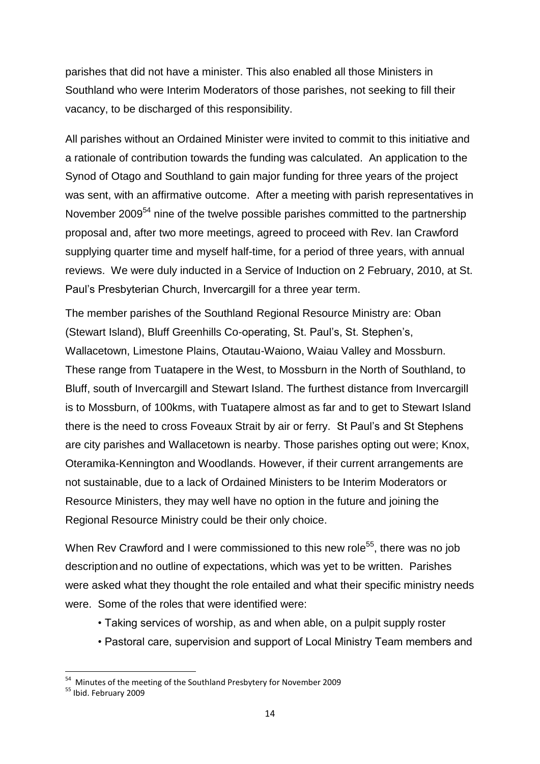parishes that did not have a minister. This also enabled all those Ministers in Southland who were Interim Moderators of those parishes, not seeking to fill their vacancy, to be discharged of this responsibility.

All parishes without an Ordained Minister were invited to commit to this initiative and a rationale of contribution towards the funding was calculated. An application to the Synod of Otago and Southland to gain major funding for three years of the project was sent, with an affirmative outcome. After a meeting with parish representatives in November 2009[54] nine of the twelve possible parishes committed to the partnership proposal and, after two more meetings, agreed to proceed with Rev. Ian Crawford supplying quarter time and myself half-time, for a period of three years, with annual reviews. We were duly inducted in a Service of Induction on 2 February, 2010, at St. Paul's Presbyterian Church, Invercargill for a three year term.

The member parishes of the Southland Regional Resource Ministry are: Oban (Stewart Island), Bluff Greenhills Co-operating, St. Paul's, St. Stephen's, Wallacetown, Limestone Plains, Otautau-Waiono, Waiau Valley and Mossburn. These range from Tuatapere in the West, to Mossburn in the North of Southland, to Bluff, south of Invercargill and Stewart Island. The furthest distance from Invercargill is to Mossburn, of 100kms, with Tuatapere almost as far and to get to Stewart Island there is the need to cross Foveaux Strait by air or ferry. St Paul's and St Stephens are city parishes and Wallacetown is nearby. Those parishes opting out were; Knox, Oteramika-Kennington and Woodlands. However, if their current arrangements are not sustainable, due to a lack of Ordained Ministers to be Interim Moderators or Resource Ministers, they may well have no option in the future and joining the Regional Resource Ministry could be their only choice.

When Rev Crawford and I were commissioned to this new role[55], there was no job description and no outline of expectations, which was yet to be written. Parishes were asked what they thought the role entailed and what their specific ministry needs were. Some of the roles that were identified were:

- Taking services of worship, as and when able, on a pulpit supply roster
- Pastoral care, supervision and support of Local Ministry Team members and

---

[54] Minutes of the meeting of the Southland Presbytery for November 2009

[55] Ibid. February 2009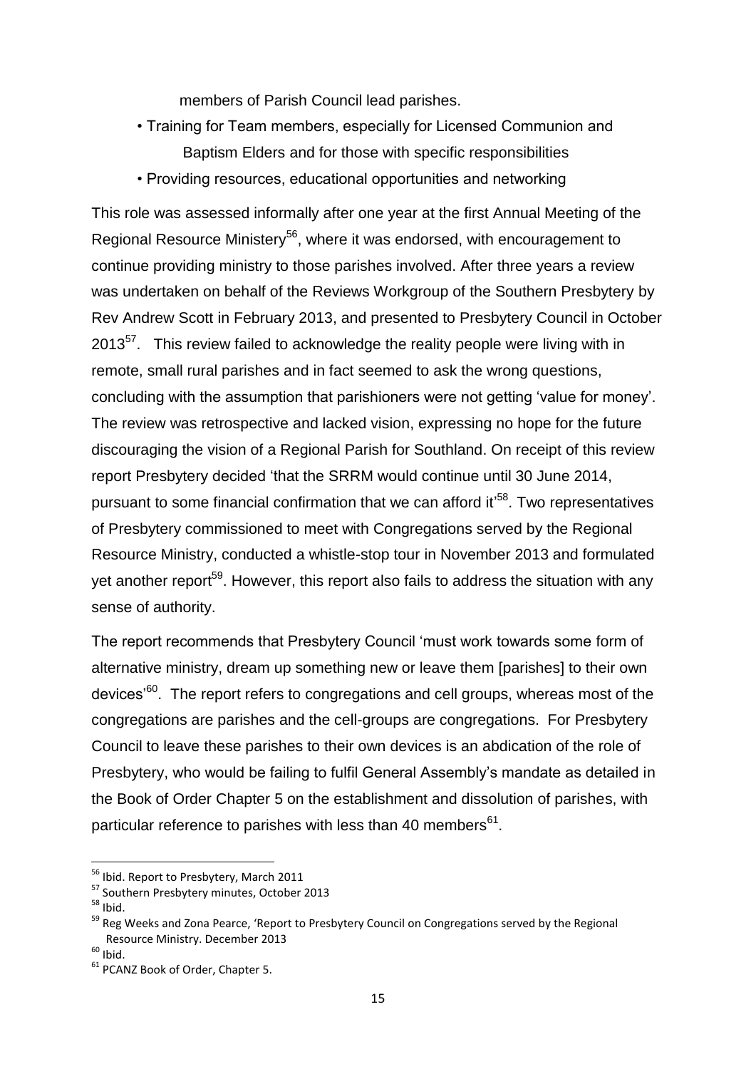members of Parish Council lead parishes.

- Training for Team members, especially for Licensed Communion and Baptism Elders and for those with specific responsibilities
- Providing resources, educational opportunities and networking

This role was assessed informally after one year at the first Annual Meeting of the Regional Resource Ministery[56], where it was endorsed, with encouragement to continue providing ministry to those parishes involved. After three years a review was undertaken on behalf of the Reviews Workgroup of the Southern Presbytery by Rev Andrew Scott in February 2013, and presented to Presbytery Council in October 2013[57]. This review failed to acknowledge the reality people were living with in remote, small rural parishes and in fact seemed to ask the wrong questions, concluding with the assumption that parishioners were not getting 'value for money'. The review was retrospective and lacked vision, expressing no hope for the future discouraging the vision of a Regional Parish for Southland. On receipt of this review report Presbytery decided 'that the SRRM would continue until 30 June 2014, pursuant to some financial confirmation that we can afford it'[58]. Two representatives of Presbytery commissioned to meet with Congregations served by the Regional Resource Ministry, conducted a whistle-stop tour in November 2013 and formulated yet another report[59]. However, this report also fails to address the situation with any sense of authority.

The report recommends that Presbytery Council 'must work towards some form of alternative ministry, dream up something new or leave them [parishes] to their own devices'[60]. The report refers to congregations and cell groups, whereas most of the congregations are parishes and the cell-groups are congregations. For Presbytery Council to leave these parishes to their own devices is an abdication of the role of Presbytery, who would be failing to fulfil General Assembly's mandate as detailed in the Book of Order Chapter 5 on the establishment and dissolution of parishes, with particular reference to parishes with less than 40 members[61].

---

[56] Ibid. Report to Presbytery, March 2011

[57] Southern Presbytery minutes, October 2013

[58] Ibid.

[59] Reg Weeks and Zona Pearce, 'Report to Presbytery Council on Congregations served by the Regional Resource Ministry. December 2013

[60] Ibid.

[61] PCANZ Book of Order, Chapter 5.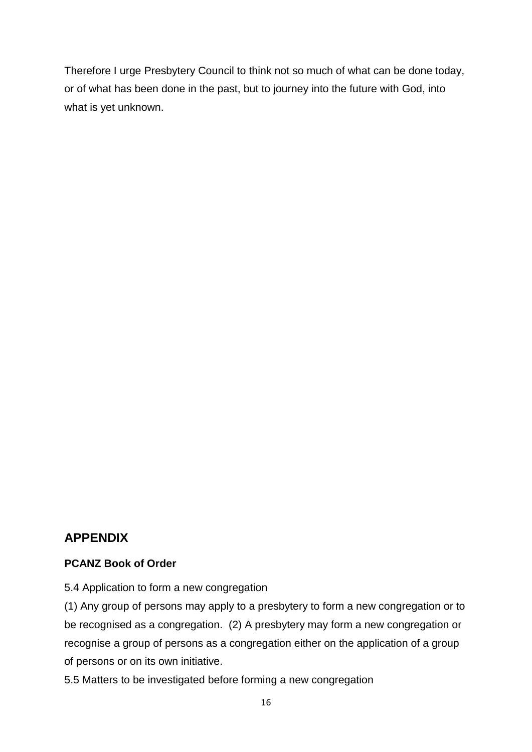Therefore I urge Presbytery Council to think not so much of what can be done today, or of what has been done in the past, but to journey into the future with God, into what is yet unknown.

## APPENDIX

**PCANZ Book of Order**

5.4 Application to form a new congregation

(1) Any group of persons may apply to a presbytery to form a new congregation or to be recognised as a congregation. (2) A presbytery may form a new congregation or recognise a group of persons as a congregation either on the application of a group of persons or on its own initiative.

5.5 Matters to be investigated before forming a new congregation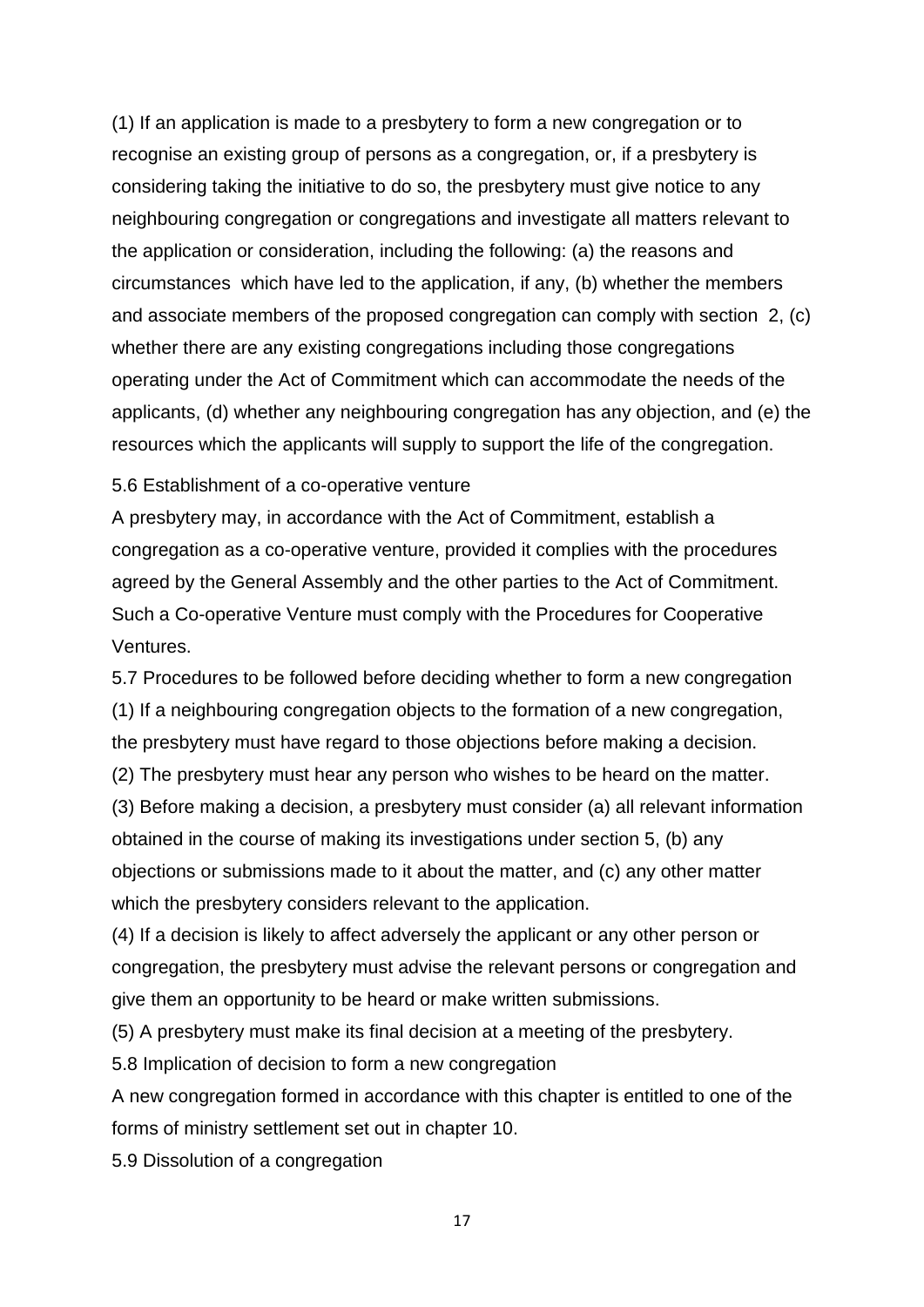(1) If an application is made to a presbytery to form a new congregation or to recognise an existing group of persons as a congregation, or, if a presbytery is considering taking the initiative to do so, the presbytery must give notice to any neighbouring congregation or congregations and investigate all matters relevant to the application or consideration, including the following: (a) the reasons and circumstances which have led to the application, if any, (b) whether the members and associate members of the proposed congregation can comply with section 2, (c) whether there are any existing congregations including those congregations operating under the Act of Commitment which can accommodate the needs of the applicants, (d) whether any neighbouring congregation has any objection, and (e) the resources which the applicants will supply to support the life of the congregation.

5.6 Establishment of a co-operative venture

A presbytery may, in accordance with the Act of Commitment, establish a congregation as a co-operative venture, provided it complies with the procedures agreed by the General Assembly and the other parties to the Act of Commitment. Such a Co-operative Venture must comply with the Procedures for Cooperative Ventures.

5.7 Procedures to be followed before deciding whether to form a new congregation

(1) If a neighbouring congregation objects to the formation of a new congregation, the presbytery must have regard to those objections before making a decision.

(2) The presbytery must hear any person who wishes to be heard on the matter.

(3) Before making a decision, a presbytery must consider (a) all relevant information obtained in the course of making its investigations under section 5, (b) any objections or submissions made to it about the matter, and (c) any other matter which the presbytery considers relevant to the application.

(4) If a decision is likely to affect adversely the applicant or any other person or congregation, the presbytery must advise the relevant persons or congregation and give them an opportunity to be heard or make written submissions.

(5) A presbytery must make its final decision at a meeting of the presbytery.

5.8 Implication of decision to form a new congregation

A new congregation formed in accordance with this chapter is entitled to one of the forms of ministry settlement set out in chapter 10.

5.9 Dissolution of a congregation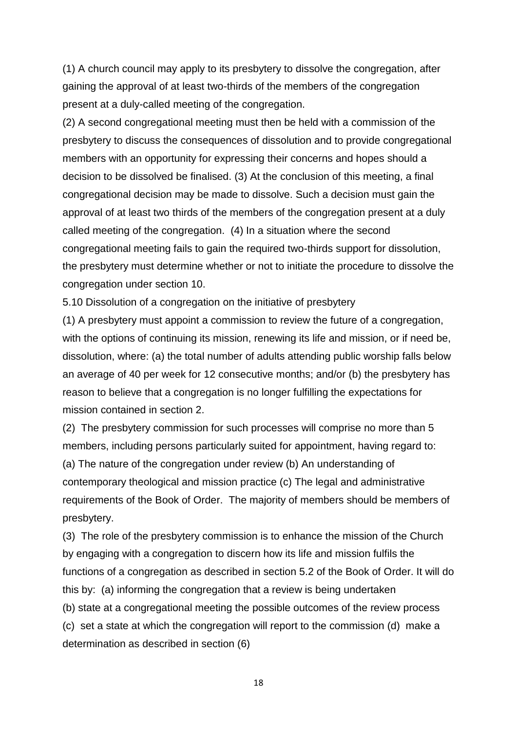(1) A church council may apply to its presbytery to dissolve the congregation, after gaining the approval of at least two-thirds of the members of the congregation present at a duly-called meeting of the congregation.

(2) A second congregational meeting must then be held with a commission of the presbytery to discuss the consequences of dissolution and to provide congregational members with an opportunity for expressing their concerns and hopes should a decision to be dissolved be finalised. (3) At the conclusion of this meeting, a final congregational decision may be made to dissolve. Such a decision must gain the approval of at least two thirds of the members of the congregation present at a duly called meeting of the congregation. (4) In a situation where the second congregational meeting fails to gain the required two-thirds support for dissolution, the presbytery must determine whether or not to initiate the procedure to dissolve the congregation under section 10.

5.10 Dissolution of a congregation on the initiative of presbytery

(1) A presbytery must appoint a commission to review the future of a congregation, with the options of continuing its mission, renewing its life and mission, or if need be, dissolution, where: (a) the total number of adults attending public worship falls below an average of 40 per week for 12 consecutive months; and/or (b) the presbytery has reason to believe that a congregation is no longer fulfilling the expectations for mission contained in section 2.

(2) The presbytery commission for such processes will comprise no more than 5 members, including persons particularly suited for appointment, having regard to: (a) The nature of the congregation under review (b) An understanding of contemporary theological and mission practice (c) The legal and administrative requirements of the Book of Order. The majority of members should be members of presbytery.

(3) The role of the presbytery commission is to enhance the mission of the Church by engaging with a congregation to discern how its life and mission fulfils the functions of a congregation as described in section 5.2 of the Book of Order. It will do this by: (a) informing the congregation that a review is being undertaken
(b) state at a congregational meeting the possible outcomes of the review process
(c) set a state at which the congregation will report to the commission (d) make a determination as described in section (6)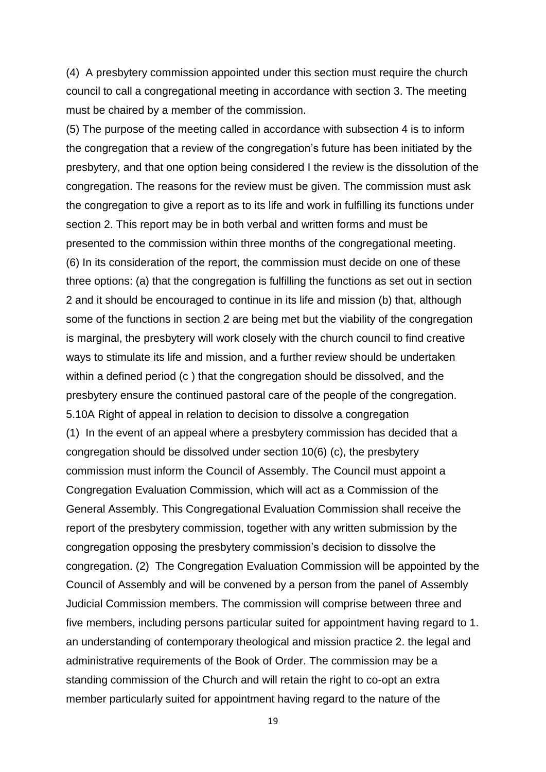(4) A presbytery commission appointed under this section must require the church council to call a congregational meeting in accordance with section 3. The meeting must be chaired by a member of the commission.

(5) The purpose of the meeting called in accordance with subsection 4 is to inform the congregation that a review of the congregation's future has been initiated by the presbytery, and that one option being considered I the review is the dissolution of the congregation. The reasons for the review must be given. The commission must ask the congregation to give a report as to its life and work in fulfilling its functions under section 2. This report may be in both verbal and written forms and must be presented to the commission within three months of the congregational meeting.

(6) In its consideration of the report, the commission must decide on one of these three options: (a) that the congregation is fulfilling the functions as set out in section 2 and it should be encouraged to continue in its life and mission (b) that, although some of the functions in section 2 are being met but the viability of the congregation is marginal, the presbytery will work closely with the church council to find creative ways to stimulate its life and mission, and a further review should be undertaken within a defined period (c ) that the congregation should be dissolved, and the presbytery ensure the continued pastoral care of the people of the congregation.

5.10A Right of appeal in relation to decision to dissolve a congregation

(1) In the event of an appeal where a presbytery commission has decided that a congregation should be dissolved under section 10(6) (c), the presbytery commission must inform the Council of Assembly. The Council must appoint a Congregation Evaluation Commission, which will act as a Commission of the General Assembly. This Congregational Evaluation Commission shall receive the report of the presbytery commission, together with any written submission by the congregation opposing the presbytery commission's decision to dissolve the congregation. (2) The Congregation Evaluation Commission will be appointed by the Council of Assembly and will be convened by a person from the panel of Assembly Judicial Commission members. The commission will comprise between three and five members, including persons particular suited for appointment having regard to 1. an understanding of contemporary theological and mission practice 2. the legal and administrative requirements of the Book of Order. The commission may be a standing commission of the Church and will retain the right to co-opt an extra member particularly suited for appointment having regard to the nature of the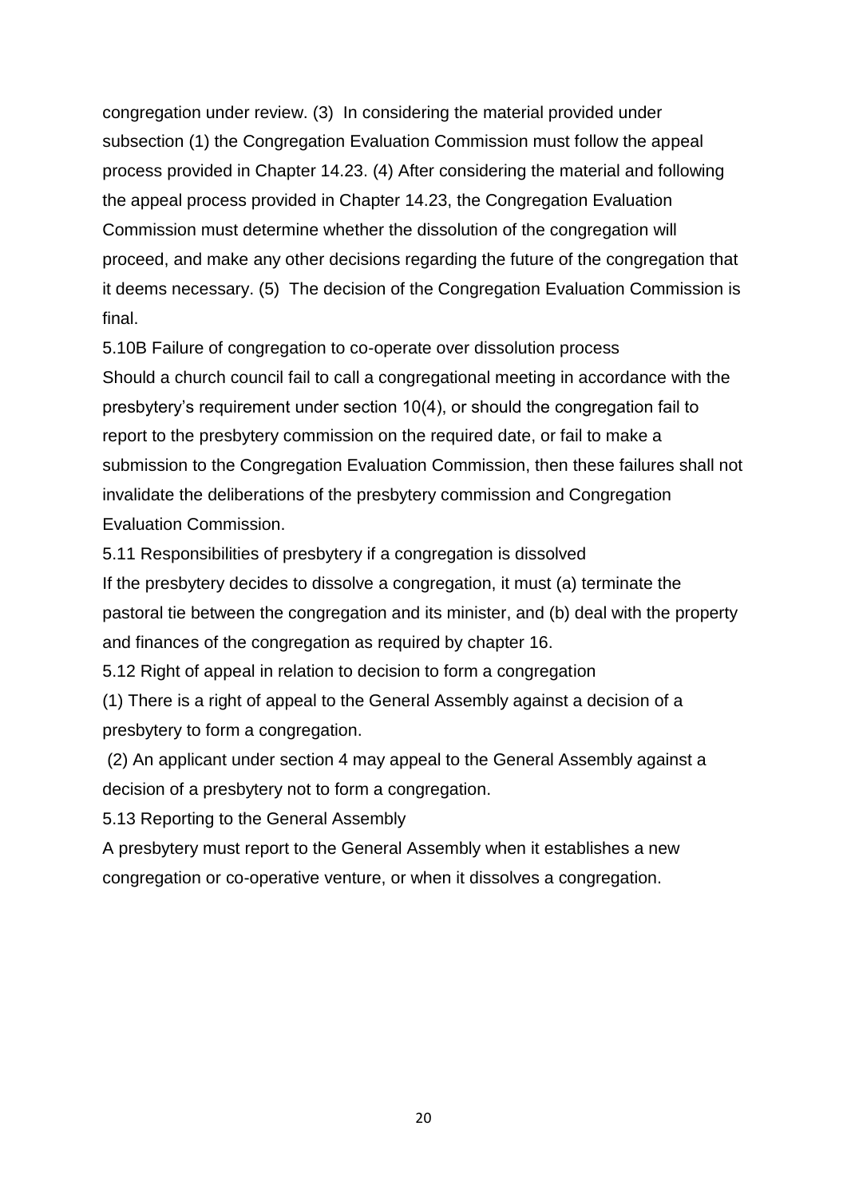congregation under review. (3) In considering the material provided under subsection (1) the Congregation Evaluation Commission must follow the appeal process provided in Chapter 14.23. (4) After considering the material and following the appeal process provided in Chapter 14.23, the Congregation Evaluation Commission must determine whether the dissolution of the congregation will proceed, and make any other decisions regarding the future of the congregation that it deems necessary. (5) The decision of the Congregation Evaluation Commission is final.

5.10B Failure of congregation to co-operate over dissolution process

Should a church council fail to call a congregational meeting in accordance with the presbytery's requirement under section 10(4), or should the congregation fail to report to the presbytery commission on the required date, or fail to make a submission to the Congregation Evaluation Commission, then these failures shall not invalidate the deliberations of the presbytery commission and Congregation Evaluation Commission.

5.11 Responsibilities of presbytery if a congregation is dissolved

If the presbytery decides to dissolve a congregation, it must (a) terminate the pastoral tie between the congregation and its minister, and (b) deal with the property and finances of the congregation as required by chapter 16.

5.12 Right of appeal in relation to decision to form a congregation

(1) There is a right of appeal to the General Assembly against a decision of a presbytery to form a congregation.

(2) An applicant under section 4 may appeal to the General Assembly against a decision of a presbytery not to form a congregation.

5.13 Reporting to the General Assembly

A presbytery must report to the General Assembly when it establishes a new congregation or co-operative venture, or when it dissolves a congregation.